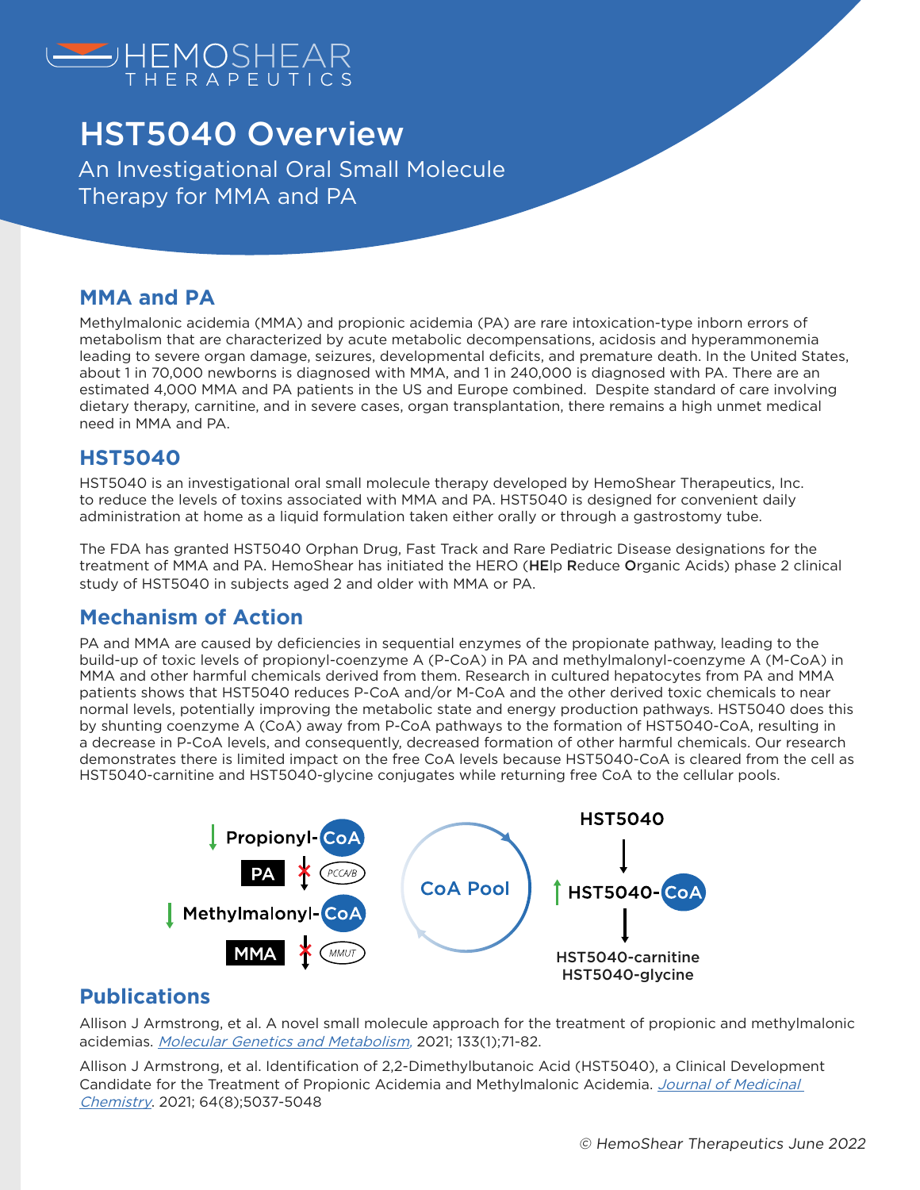HEMOSHEAR THERAPEUTICS

# HST5040 Overview

An Investigational Oral Small Molecule Therapy for MMA and PA

## MMA and PA

Methylmalonic acidemia (MMA) and propionic acidemia (PA) are rare intoxication-type inborn errors of metabolism that are characterized by acute metabolic decompensations, acidosis and hyperammonemia leading to severe organ damage, seizures, developmental deficits, and premature death. In the United States, about 1 in 70,000 newborns is diagnosed with MMA, and 1 in 240,000 is diagnosed with PA. There are an estimated 4,000 MMA and PA patients in the US and Europe combined. Despite standard of care involving dietary therapy, carnitine, and in severe cases, organ transplantation, there remains a high unmet medical need in MMA and PA.

## HST5040

HST5040 is an investigational oral small molecule therapy developed by HemoShear Therapeutics, Inc. to reduce the levels of toxins associated with MMA and PA. HST5040 is designed for convenient daily administration at home as a liquid formulation taken either orally or through a gastrostomy tube.

The FDA has granted HST5040 Orphan Drug, Fast Track and Rare Pediatric Disease designations for the treatment of MMA and PA. HemoShear has initiated the HERO (**HE**lp **R**educe **O**rganic Acids) phase 2 clinical study of HST5040 in subjects aged 2 and older with MMA or PA.

## Mechanism of Action

PA and MMA are caused by deficiencies in sequential enzymes of the propionate pathway, leading to the build-up of toxic levels of propionyl-coenzyme A (P-CoA) in PA and methylmalonyl-coenzyme A (M-CoA) in MMA and other harmful chemicals derived from them. Research in cultured hepatocytes from PA and MMA patients shows that HST5040 reduces P-CoA and/or M-CoA and the other derived toxic chemicals to near normal levels, potentially improving the metabolic state and energy production pathways. HST5040 does this by shunting coenzyme A (CoA) away from P-CoA pathways to the formation of HST5040-CoA, resulting in a decrease in P-CoA levels, and consequently, decreased formation of other harmful chemicals. Our research demonstrates there is limited impact on the free CoA levels because HST5040-CoA is cleared from the cell as HST5040-carnitine and HST5040-glycine conjugates while returning free CoA to the cellular pools.

↓ Propionyl-CoA

PA ✗ PCCA/B

↓ Methylmalonyl-CoA

MMA ✗ MMUT

CoA Pool

HST5040

↑ HST5040-CoA

HST5040-carnitine
HST5040-glycine

## Publications

Allison J Armstrong, et al. A novel small molecule approach for the treatment of propionic and methylmalonic acidemias. *Molecular Genetics and Metabolism,* 2021; 133(1);71-82.

Allison J Armstrong, et al. Identification of 2,2-Dimethylbutanoic Acid (HST5040), a Clinical Development Candidate for the Treatment of Propionic Acidemia and Methylmalonic Acidemia. *Journal of Medicinal Chemistry*. 2021; 64(8);5037-5048

*© HemoShear Therapeutics June 2022*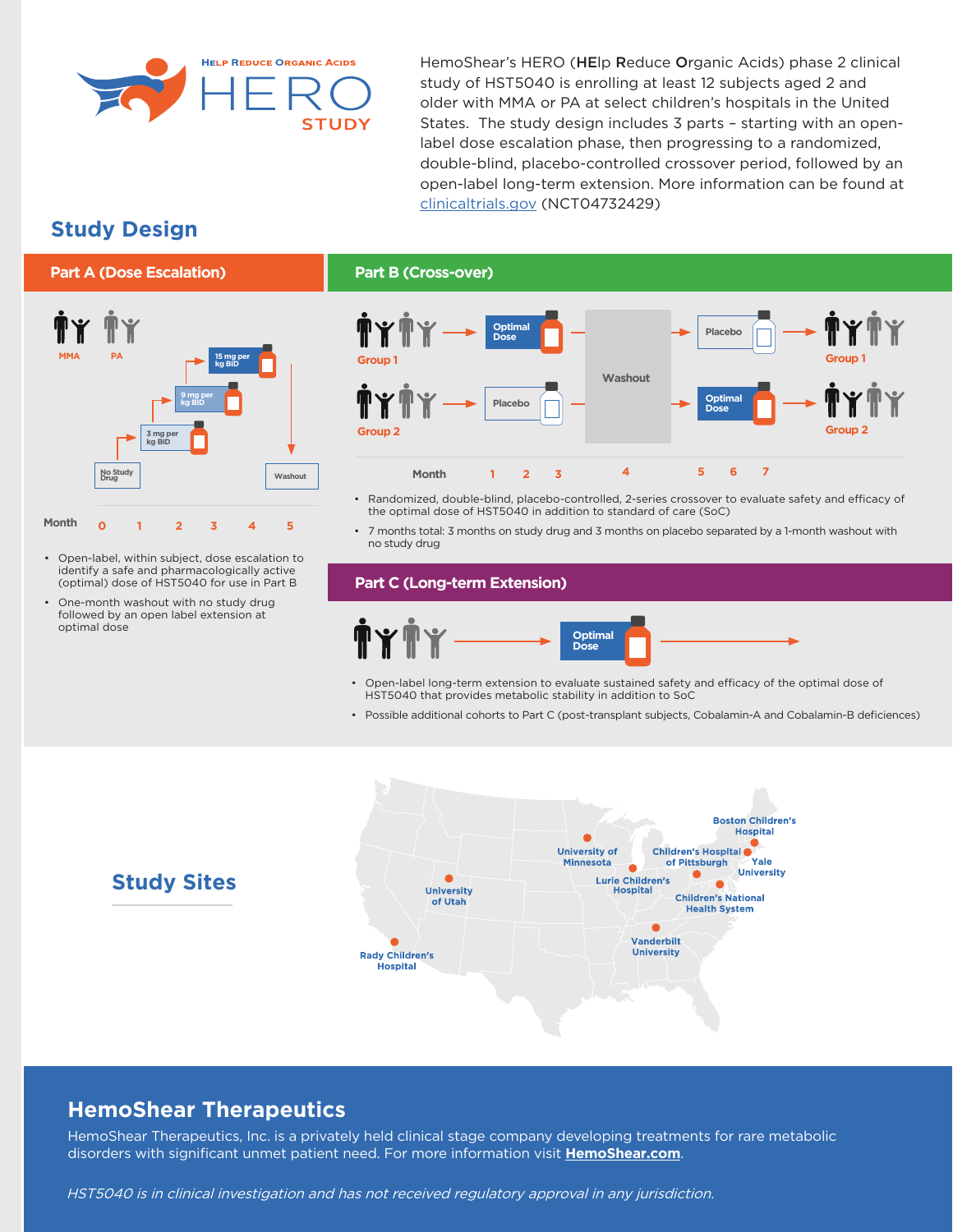HELP REDUCE ORGANIC ACIDS

HERO STUDY

HemoShear's HERO (**HE**lp **R**educe **O**rganic Acids) phase 2 clinical study of HST5040 is enrolling at least 12 subjects aged 2 and older with MMA or PA at select children's hospitals in the United States. The study design includes 3 parts – starting with an open-label dose escalation phase, then progressing to a randomized, double-blind, placebo-controlled crossover period, followed by an open-label long-term extension. More information can be found at clinicaltrials.gov (NCT04732429)

## Study Design

### Part A (Dose Escalation)

MMA

PA

No Study Drug

3 mg per kg BID

9 mg per kg BID

15 mg per kg BID

Washout

Month 0 1 2 3 4 5

- Open-label, within subject, dose escalation to identify a safe and pharmacologically active (optimal) dose of HST5040 for use in Part B
- One-month washout with no study drug followed by an open label extension at optimal dose

### Part B (Cross-over)

Group 1

Optimal Dose

Placebo

Group 1

Group 2

Placebo

Washout

Optimal Dose

Group 2

Month 1 2 3 4 5 6 7

- Randomized, double-blind, placebo-controlled, 2-series crossover to evaluate safety and efficacy of the optimal dose of HST5040 in addition to standard of care (SoC)
- 7 months total: 3 months on study drug and 3 months on placebo separated by a 1-month washout with no study drug

### Part C (Long-term Extension)

Optimal Dose

- Open-label long-term extension to evaluate sustained safety and efficacy of the optimal dose of HST5040 that provides metabolic stability in addition to SoC
- Possible additional cohorts to Part C (post-transplant subjects, Cobalamin-A and Cobalamin-B deficiences)

## Study Sites

Boston Children's Hospital

University of Minnesota

Children's Hospital of Pittsburgh

Yale University

Lurie Children's Hospital

University of Utah

Children's National Health System

Vanderbilt University

Rady Children's Hospital

## HemoShear Therapeutics

HemoShear Therapeutics, Inc. is a privately held clinical stage company developing treatments for rare metabolic disorders with significant unmet patient need. For more information visit **HemoShear.com**.

*HST5040 is in clinical investigation and has not received regulatory approval in any jurisdiction.*